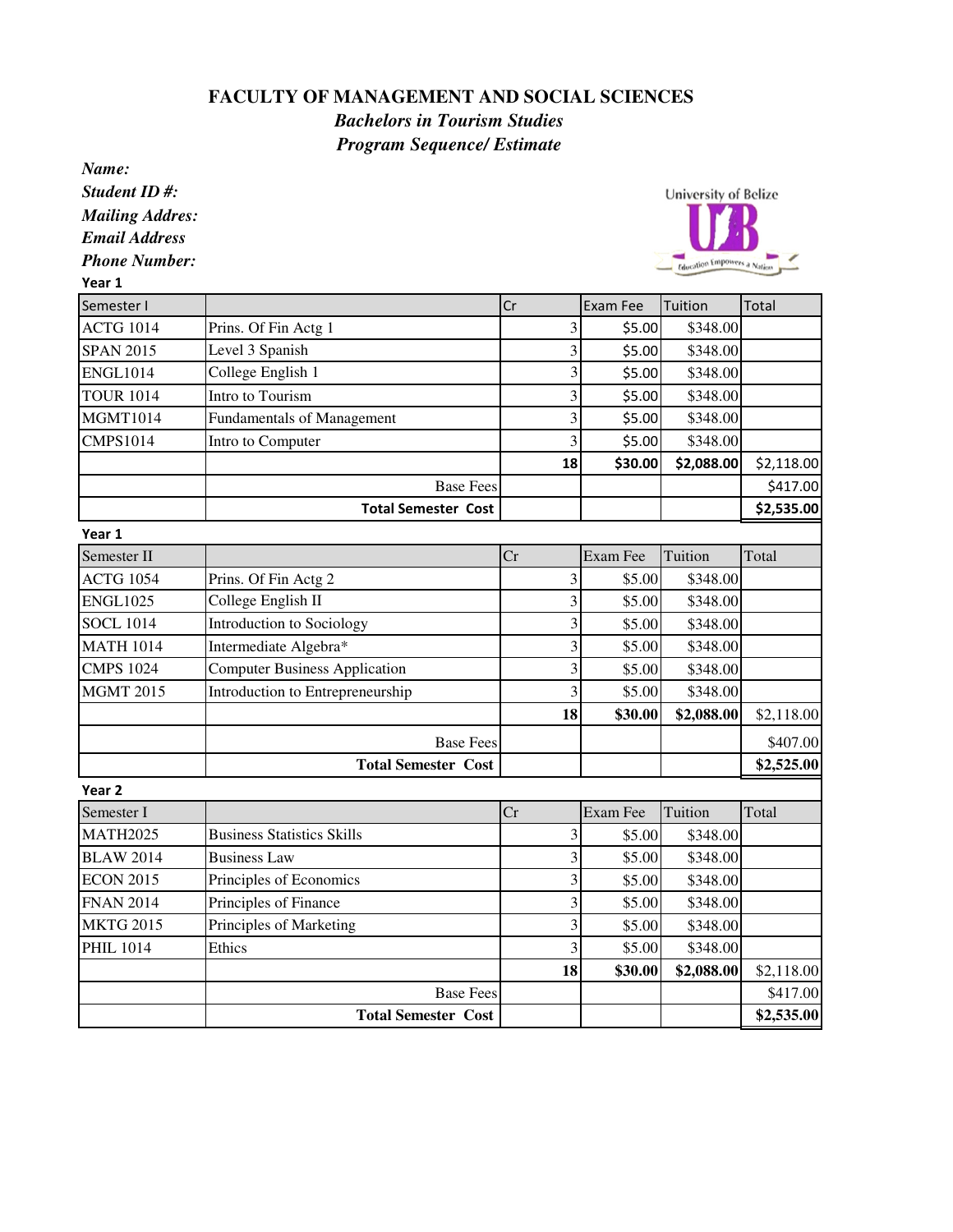# FACULTY OF MANAGEMENT AND SOCIAL SCIENCES

## *Bachelors in Tourism Studies*

## *Program Sequence/ Estimate*

***Name:***

***Student ID #:***

***Mailing Addres:***

***Email Address***

***Phone Number:***

University of Belize

**Year 1**

| Semester I | | Cr | Exam Fee | Tuition | Total |
|---|---|---|---|---|---|
| ACTG 1014 | Prins. Of Fin Actg 1 | 3 | $5.00 | $348.00 | |
| SPAN 2015 | Level 3 Spanish | 3 | $5.00 | $348.00 | |
| ENGL1014 | College English 1 | 3 | $5.00 | $348.00 | |
| TOUR 1014 | Intro to Tourism | 3 | $5.00 | $348.00 | |
| MGMT1014 | Fundamentals of Management | 3 | $5.00 | $348.00 | |
| CMPS1014 | Intro to Computer | 3 | $5.00 | $348.00 | |
| | | **18** | **$30.00** | **$2,088.00** | $2,118.00 |
| | Base Fees | | | | $417.00 |
| | **Total Semester Cost** | | | | **$2,535.00** |

**Year 1**

| Semester II | | Cr | Exam Fee | Tuition | Total |
|---|---|---|---|---|---|
| ACTG 1054 | Prins. Of Fin Actg 2 | 3 | $5.00 | $348.00 | |
| ENGL1025 | College English II | 3 | $5.00 | $348.00 | |
| SOCL 1014 | Introduction to Sociology | 3 | $5.00 | $348.00 | |
| MATH 1014 | Intermediate Algebra* | 3 | $5.00 | $348.00 | |
| CMPS 1024 | Computer Business Application | 3 | $5.00 | $348.00 | |
| MGMT 2015 | Introduction to Entrepreneurship | 3 | $5.00 | $348.00 | |
| | | **18** | **$30.00** | **$2,088.00** | $2,118.00 |
| | Base Fees | | | | $407.00 |
| | **Total Semester Cost** | | | | **$2,525.00** |

**Year 2**

| Semester I | | Cr | Exam Fee | Tuition | Total |
|---|---|---|---|---|---|
| MATH2025 | Business Statistics Skills | 3 | $5.00 | $348.00 | |
| BLAW 2014 | Business Law | 3 | $5.00 | $348.00 | |
| ECON 2015 | Principles of Economics | 3 | $5.00 | $348.00 | |
| FNAN 2014 | Principles of Finance | 3 | $5.00 | $348.00 | |
| MKTG 2015 | Principles of Marketing | 3 | $5.00 | $348.00 | |
| PHIL 1014 | Ethics | 3 | $5.00 | $348.00 | |
| | | **18** | **$30.00** | **$2,088.00** | $2,118.00 |
| | Base Fees | | | | $417.00 |
| | **Total Semester Cost** | | | | **$2,535.00** |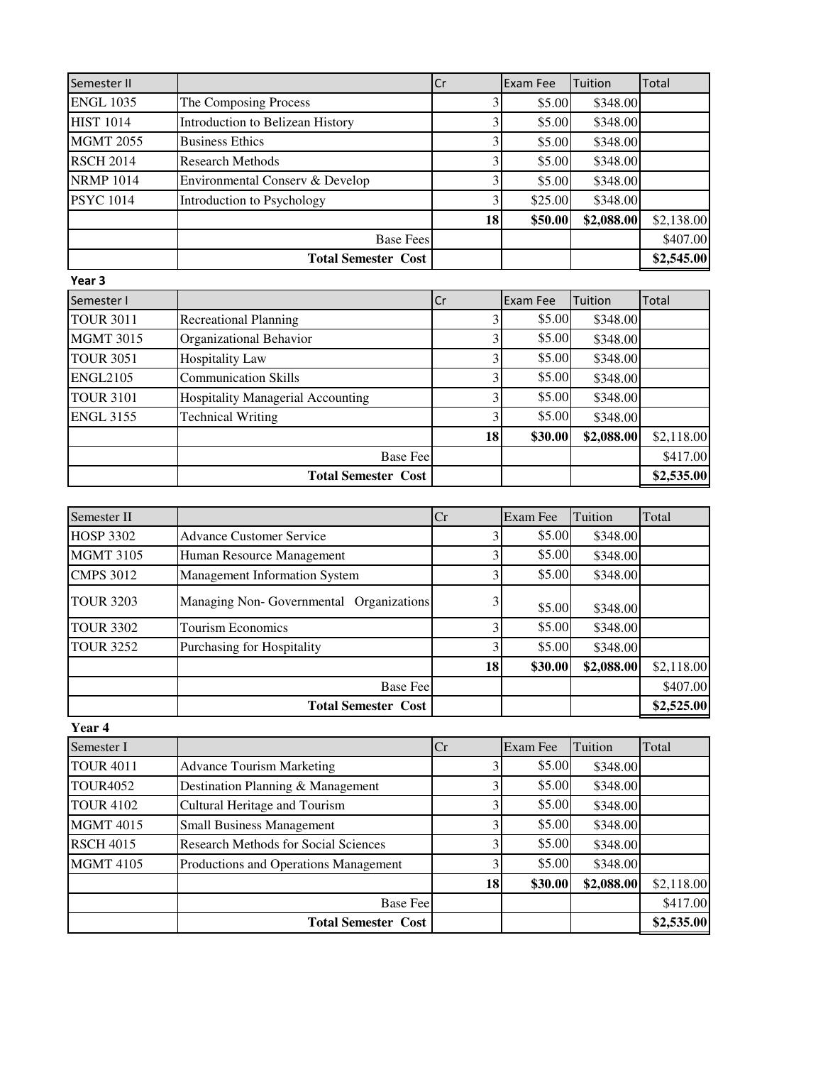| Semester II | | Cr | Exam Fee | Tuition | Total |
|---|---|---|---|---|---|
| ENGL 1035 | The Composing Process | 3 | $5.00 | $348.00 | |
| HIST 1014 | Introduction to Belizean History | 3 | $5.00 | $348.00 | |
| MGMT 2055 | Business Ethics | 3 | $5.00 | $348.00 | |
| RSCH 2014 | Research Methods | 3 | $5.00 | $348.00 | |
| NRMP 1014 | Environmental Conserv & Develop | 3 | $5.00 | $348.00 | |
| PSYC 1014 | Introduction to Psychology | 3 | $25.00 | $348.00 | |
| | | **18** | **$50.00** | **$2,088.00** | $2,138.00 |
| | Base Fees | | | | $407.00 |
| | **Total Semester Cost** | | | | **$2,545.00** |

**Year 3**

| Semester I | | Cr | Exam Fee | Tuition | Total |
|---|---|---|---|---|---|
| TOUR 3011 | Recreational Planning | 3 | $5.00 | $348.00 | |
| MGMT 3015 | Organizational Behavior | 3 | $5.00 | $348.00 | |
| TOUR 3051 | Hospitality Law | 3 | $5.00 | $348.00 | |
| ENGL2105 | Communication Skills | 3 | $5.00 | $348.00 | |
| TOUR 3101 | Hospitality Managerial Accounting | 3 | $5.00 | $348.00 | |
| ENGL 3155 | Technical Writing | 3 | $5.00 | $348.00 | |
| | | **18** | **$30.00** | **$2,088.00** | $2,118.00 |
| | Base Fee | | | | $417.00 |
| | **Total Semester Cost** | | | | **$2,535.00** |

| Semester II | | Cr | Exam Fee | Tuition | Total |
|---|---|---|---|---|---|
| HOSP 3302 | Advance Customer Service | 3 | $5.00 | $348.00 | |
| MGMT 3105 | Human Resource Management | 3 | $5.00 | $348.00 | |
| CMPS 3012 | Management Information System | 3 | $5.00 | $348.00 | |
| TOUR 3203 | Managing Non- Governmental Organizations | 3 | $5.00 | $348.00 | |
| TOUR 3302 | Tourism Economics | 3 | $5.00 | $348.00 | |
| TOUR 3252 | Purchasing for Hospitality | 3 | $5.00 | $348.00 | |
| | | **18** | **$30.00** | **$2,088.00** | $2,118.00 |
| | Base Fee | | | | $407.00 |
| | **Total Semester Cost** | | | | **$2,525.00** |

**Year 4**

| Semester I | | Cr | Exam Fee | Tuition | Total |
|---|---|---|---|---|---|
| TOUR 4011 | Advance Tourism Marketing | 3 | $5.00 | $348.00 | |
| TOUR4052 | Destination Planning & Management | 3 | $5.00 | $348.00 | |
| TOUR 4102 | Cultural Heritage and Tourism | 3 | $5.00 | $348.00 | |
| MGMT 4015 | Small Business Management | 3 | $5.00 | $348.00 | |
| RSCH 4015 | Research Methods for Social Sciences | 3 | $5.00 | $348.00 | |
| MGMT 4105 | Productions and Operations Management | 3 | $5.00 | $348.00 | |
| | | **18** | **$30.00** | **$2,088.00** | $2,118.00 |
| | Base Fee | | | | $417.00 |
| | **Total Semester Cost** | | | | **$2,535.00** |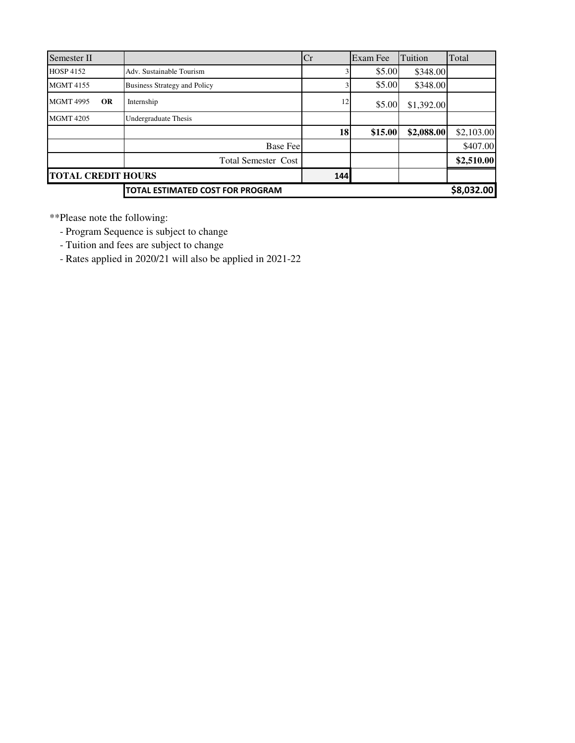| Semester II | | Cr | Exam Fee | Tuition | Total |
|---|---|---|---|---|---|
| HOSP 4152 | Adv. Sustainable Tourism | 3 | $5.00 | $348.00 | |
| MGMT 4155 | Business Strategy and Policy | 3 | $5.00 | $348.00 | |
| MGMT 4995 **OR** | Internship | 12 | $5.00 | $1,392.00 | |
| MGMT 4205 | Undergraduate Thesis | | | | |
| | | **18** | **$15.00** | **$2,088.00** | $2,103.00 |
| | Base Fee | | | | $407.00 |
| | Total Semester Cost | | | | **$2,510.00** |
| **TOTAL CREDIT HOURS** | | **144** | | | |
| | **TOTAL ESTIMATED COST FOR PROGRAM** | | | | **$8,032.00** |

**Please note the following:

- Program Sequence is subject to change
- Tuition and fees are subject to change
- Rates applied in 2020/21 will also be applied in 2021-22